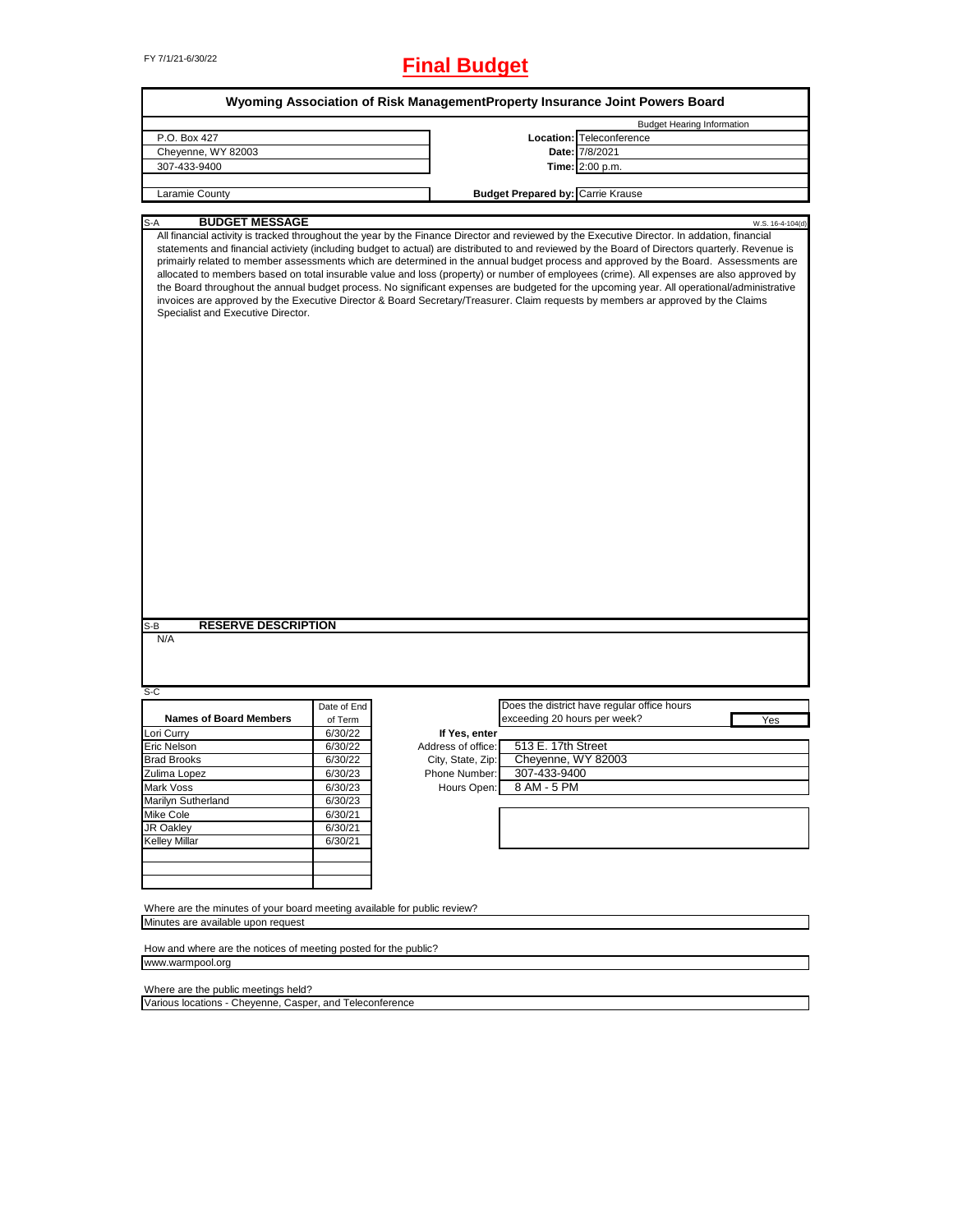FY 7/1/21-6/30/22

# Final Budget

## Wyoming Association of Risk ManagementProperty Insurance Joint Powers Board

| | | |
|---|---|---|
| | | Budget Hearing Information |
| P.O. Box 427 | **Location:** | Teleconference |
| Cheyenne, WY 82003 | **Date:** | 7/8/2021 |
| 307-433-9400 | **Time:** | 2:00 p.m. |
| Laramie County | **Budget Prepared by:** | Carrie Krause |

S-A **BUDGET MESSAGE** W.S. 16-4-104(d)

All financial activity is tracked throughout the year by the Finance Director and reviewed by the Executive Director. In addation, financial statements and financial activiety (including budget to actual) are distributed to and reviewed by the Board of Directors quarterly. Revenue is primairly related to member assessments which are determined in the annual budget process and approved by the Board. Assessments are allocated to members based on total insurable value and loss (property) or number of employees (crime). All expenses are also approved by the Board throughout the annual budget process. No significant expenses are budgeted for the upcoming year. All operational/administrative invoices are approved by the Executive Director & Board Secretary/Treasurer. Claim requests by members ar approved by the Claims Specialist and Executive Director.

S-B **RESERVE DESCRIPTION**

N/A

S-C

| Names of Board Members | Date of End of Term |
|---|---|
| Lori Curry | 6/30/22 |
| Eric Nelson | 6/30/22 |
| Brad Brooks | 6/30/22 |
| Zulima Lopez | 6/30/23 |
| Mark Voss | 6/30/23 |
| Marilyn Sutherland | 6/30/23 |
| Mike Cole | 6/30/21 |
| JR Oakley | 6/30/21 |
| Kelley Millar | 6/30/21 |

Does the district have regular office hours exceeding 20 hours per week? Yes

**If Yes, enter**

| | |
|---|---|
| Address of office: | 513 E. 17th Street |
| City, State, Zip: | Cheyenne, WY 82003 |
| Phone Number: | 307-433-9400 |
| Hours Open: | 8 AM - 5 PM |

Where are the minutes of your board meeting available for public review?

Minutes are available upon request

How and where are the notices of meeting posted for the public?

www.warmpool.org

Where are the public meetings held?

Various locations - Cheyenne, Casper, and Teleconference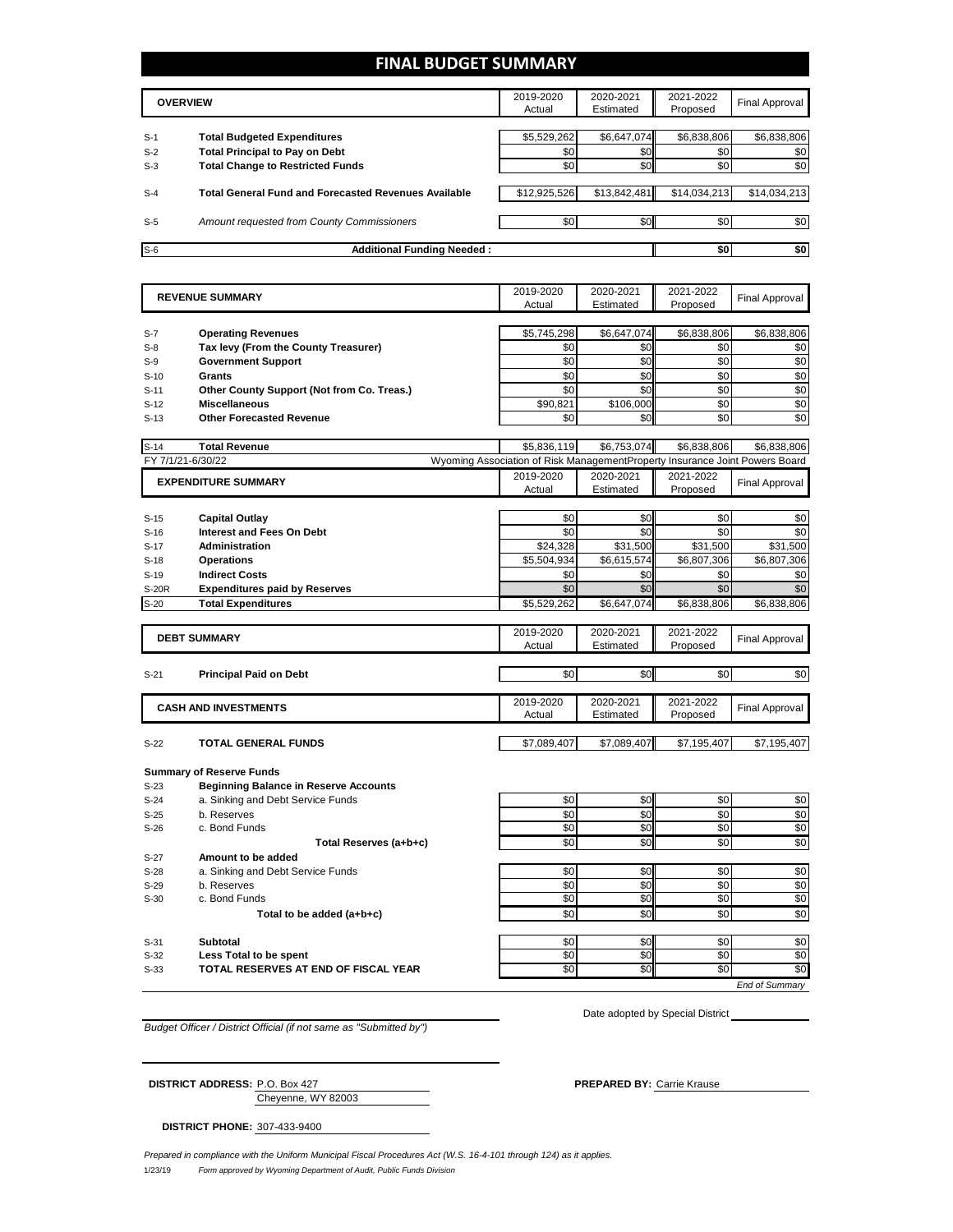# FINAL BUDGET SUMMARY

| | OVERVIEW | 2019-2020 Actual | 2020-2021 Estimated | 2021-2022 Proposed | Final Approval |
|---|---|---|---|---|---|
| S-1 | **Total Budgeted Expenditures** | $5,529,262 | $6,647,074 | $6,838,806 | $6,838,806 |
| S-2 | **Total Principal to Pay on Debt** | $0 | $0 | $0 | $0 |
| S-3 | **Total Change to Restricted Funds** | $0 | $0 | $0 | $0 |
| S-4 | **Total General Fund and Forecasted Revenues Available** | $12,925,526 | $13,842,481 | $14,034,213 | $14,034,213 |
| S-5 | *Amount requested from County Commissioners* | $0 | $0 | $0 | $0 |
| S-6 | **Additional Funding Needed :** | | | $0 | $0 |

| | REVENUE SUMMARY | 2019-2020 Actual | 2020-2021 Estimated | 2021-2022 Proposed | Final Approval |
|---|---|---|---|---|---|
| S-7 | **Operating Revenues** | $5,745,298 | $6,647,074 | $6,838,806 | $6,838,806 |
| S-8 | **Tax levy (From the County Treasurer)** | $0 | $0 | $0 | $0 |
| S-9 | **Government Support** | $0 | $0 | $0 | $0 |
| S-10 | **Grants** | $0 | $0 | $0 | $0 |
| S-11 | **Other County Support (Not from Co. Treas.)** | $0 | $0 | $0 | $0 |
| S-12 | **Miscellaneous** | $90,821 | $106,000 | $0 | $0 |
| S-13 | **Other Forecasted Revenue** | $0 | $0 | $0 | $0 |
| S-14 | **Total Revenue** | $5,836,119 | $6,753,074 | $6,838,806 | $6,838,806 |

FY 7/1/21-6/30/22 — Wyoming Association of Risk ManagementProperty Insurance Joint Powers Board

| | EXPENDITURE SUMMARY | 2019-2020 Actual | 2020-2021 Estimated | 2021-2022 Proposed | Final Approval |
|---|---|---|---|---|---|
| S-15 | **Capital Outlay** | $0 | $0 | $0 | $0 |
| S-16 | **Interest and Fees On Debt** | $0 | $0 | $0 | $0 |
| S-17 | **Administration** | $24,328 | $31,500 | $31,500 | $31,500 |
| S-18 | **Operations** | $5,504,934 | $6,615,574 | $6,807,306 | $6,807,306 |
| S-19 | **Indirect Costs** | $0 | $0 | $0 | $0 |
| S-20R | **Expenditures paid by Reserves** | $0 | $0 | $0 | $0 |
| S-20 | **Total Expenditures** | $5,529,262 | $6,647,074 | $6,838,806 | $6,838,806 |

| | DEBT SUMMARY | 2019-2020 Actual | 2020-2021 Estimated | 2021-2022 Proposed | Final Approval |
|---|---|---|---|---|---|
| S-21 | **Principal Paid on Debt** | $0 | $0 | $0 | $0 |

| | CASH AND INVESTMENTS | 2019-2020 Actual | 2020-2021 Estimated | 2021-2022 Proposed | Final Approval |
|---|---|---|---|---|---|
| S-22 | **TOTAL GENERAL FUNDS** | $7,089,407 | $7,089,407 | $7,195,407 | $7,195,407 |
| | **Summary of Reserve Funds** | | | | |
| S-23 | **Beginning Balance in Reserve Accounts** | | | | |
| S-24 | a. Sinking and Debt Service Funds | $0 | $0 | $0 | $0 |
| S-25 | b. Reserves | $0 | $0 | $0 | $0 |
| S-26 | c. Bond Funds | $0 | $0 | $0 | $0 |
| | **Total Reserves (a+b+c)** | $0 | $0 | $0 | $0 |
| S-27 | **Amount to be added** | | | | |
| S-28 | a. Sinking and Debt Service Funds | $0 | $0 | $0 | $0 |
| S-29 | b. Reserves | $0 | $0 | $0 | $0 |
| S-30 | c. Bond Funds | $0 | $0 | $0 | $0 |
| | **Total to be added (a+b+c)** | $0 | $0 | $0 | $0 |
| S-31 | **Subtotal** | $0 | $0 | $0 | $0 |
| S-32 | **Less Total to be spent** | $0 | $0 | $0 | $0 |
| S-33 | **TOTAL RESERVES AT END OF FISCAL YEAR** | $0 | $0 | $0 | $0 |

*End of Summary*

*Budget Officer / District Official (if not same as "Submitted by")*

Date adopted by Special District

**DISTRICT ADDRESS:** P.O. Box 427
Cheyenne, WY 82003

**PREPARED BY:** Carrie Krause

**DISTRICT PHONE:** 307-433-9400

*Prepared in compliance with the Uniform Municipal Fiscal Procedures Act (W.S. 16-4-101 through 124) as it applies.*

1/23/19 *Form approved by Wyoming Department of Audit, Public Funds Division*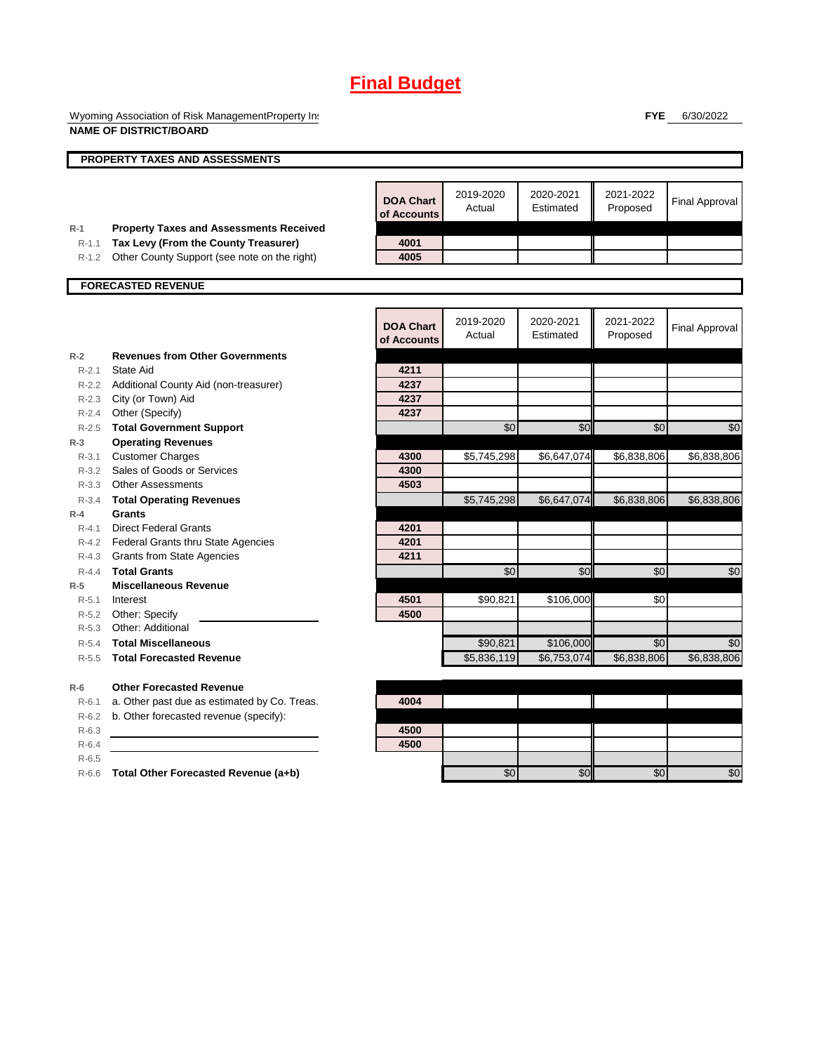# Final Budget

Wyoming Association of Risk ManagementProperty In:
**NAME OF DISTRICT/BOARD**

**FYE** 6/30/2022

## PROPERTY TAXES AND ASSESSMENTS

| | | DOA Chart of Accounts | 2019-2020 Actual | 2020-2021 Estimated | 2021-2022 Proposed | Final Approval |
|---|---|---|---|---|---|---|
| R-1 | **Property Taxes and Assessments Received** | | | | | |
| R-1.1 | **Tax Levy (From the County Treasurer)** | 4001 | | | | |
| R-1.2 | Other County Support (see note on the right) | 4005 | | | | |

## FORECASTED REVENUE

| | | DOA Chart of Accounts | 2019-2020 Actual | 2020-2021 Estimated | 2021-2022 Proposed | Final Approval |
|---|---|---|---|---|---|---|
| R-2 | **Revenues from Other Governments** | | | | | |
| R-2.1 | State Aid | 4211 | | | | |
| R-2.2 | Additional County Aid (non-treasurer) | 4237 | | | | |
| R-2.3 | City (or Town) Aid | 4237 | | | | |
| R-2.4 | Other (Specify) | 4237 | | | | |
| R-2.5 | **Total Government Support** | | $0 | $0 | $0 | $0 |
| R-3 | **Operating Revenues** | | | | | |
| R-3.1 | Customer Charges | 4300 | $5,745,298 | $6,647,074 | $6,838,806 | $6,838,806 |
| R-3.2 | Sales of Goods or Services | 4300 | | | | |
| R-3.3 | Other Assessments | 4503 | | | | |
| R-3.4 | **Total Operating Revenues** | | $5,745,298 | $6,647,074 | $6,838,806 | $6,838,806 |
| R-4 | **Grants** | | | | | |
| R-4.1 | Direct Federal Grants | 4201 | | | | |
| R-4.2 | Federal Grants thru State Agencies | 4201 | | | | |
| R-4.3 | Grants from State Agencies | 4211 | | | | |
| R-4.4 | **Total Grants** | | $0 | $0 | $0 | $0 |
| R-5 | **Miscellaneous Revenue** | | | | | |
| R-5.1 | Interest | 4501 | $90,821 | $106,000 | $0 | |
| R-5.2 | Other: Specify | 4500 | | | | |
| R-5.3 | Other: Additional | | | | | |
| R-5.4 | **Total Miscellaneous** | | $90,821 | $106,000 | $0 | $0 |
| R-5.5 | **Total Forecasted Revenue** | | $5,836,119 | $6,753,074 | $6,838,806 | $6,838,806 |
| R-6 | **Other Forecasted Revenue** | | | | | |
| R-6.1 | a. Other past due as estimated by Co. Treas. | 4004 | | | | |
| R-6.2 | b. Other forecasted revenue (specify): | | | | | |
| R-6.3 | | 4500 | | | | |
| R-6.4 | | 4500 | | | | |
| R-6.5 | | | | | | |
| R-6.6 | **Total Other Forecasted Revenue (a+b)** | | $0 | $0 | $0 | $0 |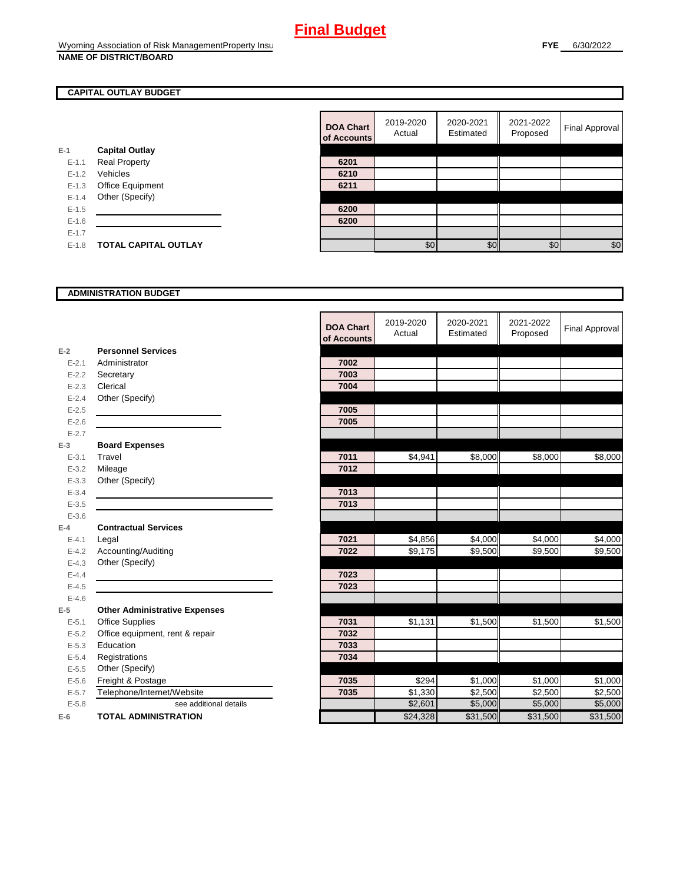# Final Budget

Wyoming Association of Risk ManagementProperty Insu

**NAME OF DISTRICT/BOARD**

**FYE** 6/30/2022

## CAPITAL OUTLAY BUDGET

| | | DOA Chart of Accounts | 2019-2020 Actual | 2020-2021 Estimated | 2021-2022 Proposed | Final Approval |
|---|---|---|---|---|---|---|
| E-1 | **Capital Outlay** | | | | | |
| E-1.1 | Real Property | 6201 | | | | |
| E-1.2 | Vehicles | 6210 | | | | |
| E-1.3 | Office Equipment | 6211 | | | | |
| E-1.4 | Other (Specify) | | | | | |
| E-1.5 | | 6200 | | | | |
| E-1.6 | | 6200 | | | | |
| E-1.7 | | | | | | |
| E-1.8 | **TOTAL CAPITAL OUTLAY** | | $0 | $0 | $0 | $0 |

## ADMINISTRATION BUDGET

| | | DOA Chart of Accounts | 2019-2020 Actual | 2020-2021 Estimated | 2021-2022 Proposed | Final Approval |
|---|---|---|---|---|---|---|
| E-2 | **Personnel Services** | | | | | |
| E-2.1 | Administrator | 7002 | | | | |
| E-2.2 | Secretary | 7003 | | | | |
| E-2.3 | Clerical | 7004 | | | | |
| E-2.4 | Other (Specify) | | | | | |
| E-2.5 | | 7005 | | | | |
| E-2.6 | | 7005 | | | | |
| E-2.7 | | | | | | |
| E-3 | **Board Expenses** | | | | | |
| E-3.1 | Travel | 7011 | $4,941 | $8,000 | $8,000 | $8,000 |
| E-3.2 | Mileage | 7012 | | | | |
| E-3.3 | Other (Specify) | | | | | |
| E-3.4 | | 7013 | | | | |
| E-3.5 | | 7013 | | | | |
| E-3.6 | | | | | | |
| E-4 | **Contractual Services** | | | | | |
| E-4.1 | Legal | 7021 | $4,856 | $4,000 | $4,000 | $4,000 |
| E-4.2 | Accounting/Auditing | 7022 | $9,175 | $9,500 | $9,500 | $9,500 |
| E-4.3 | Other (Specify) | | | | | |
| E-4.4 | | 7023 | | | | |
| E-4.5 | | 7023 | | | | |
| E-4.6 | | | | | | |
| E-5 | **Other Administrative Expenses** | | | | | |
| E-5.1 | Office Supplies | 7031 | $1,131 | $1,500 | $1,500 | $1,500 |
| E-5.2 | Office equipment, rent & repair | 7032 | | | | |
| E-5.3 | Education | 7033 | | | | |
| E-5.4 | Registrations | 7034 | | | | |
| E-5.5 | Other (Specify) | | | | | |
| E-5.6 | Freight & Postage | 7035 | $294 | $1,000 | $1,000 | $1,000 |
| E-5.7 | Telephone/Internet/Website | 7035 | $1,330 | $2,500 | $2,500 | $2,500 |
| E-5.8 | see additional details | | $2,601 | $5,000 | $5,000 | $5,000 |
| E-6 | **TOTAL ADMINISTRATION** | | $24,328 | $31,500 | $31,500 | $31,500 |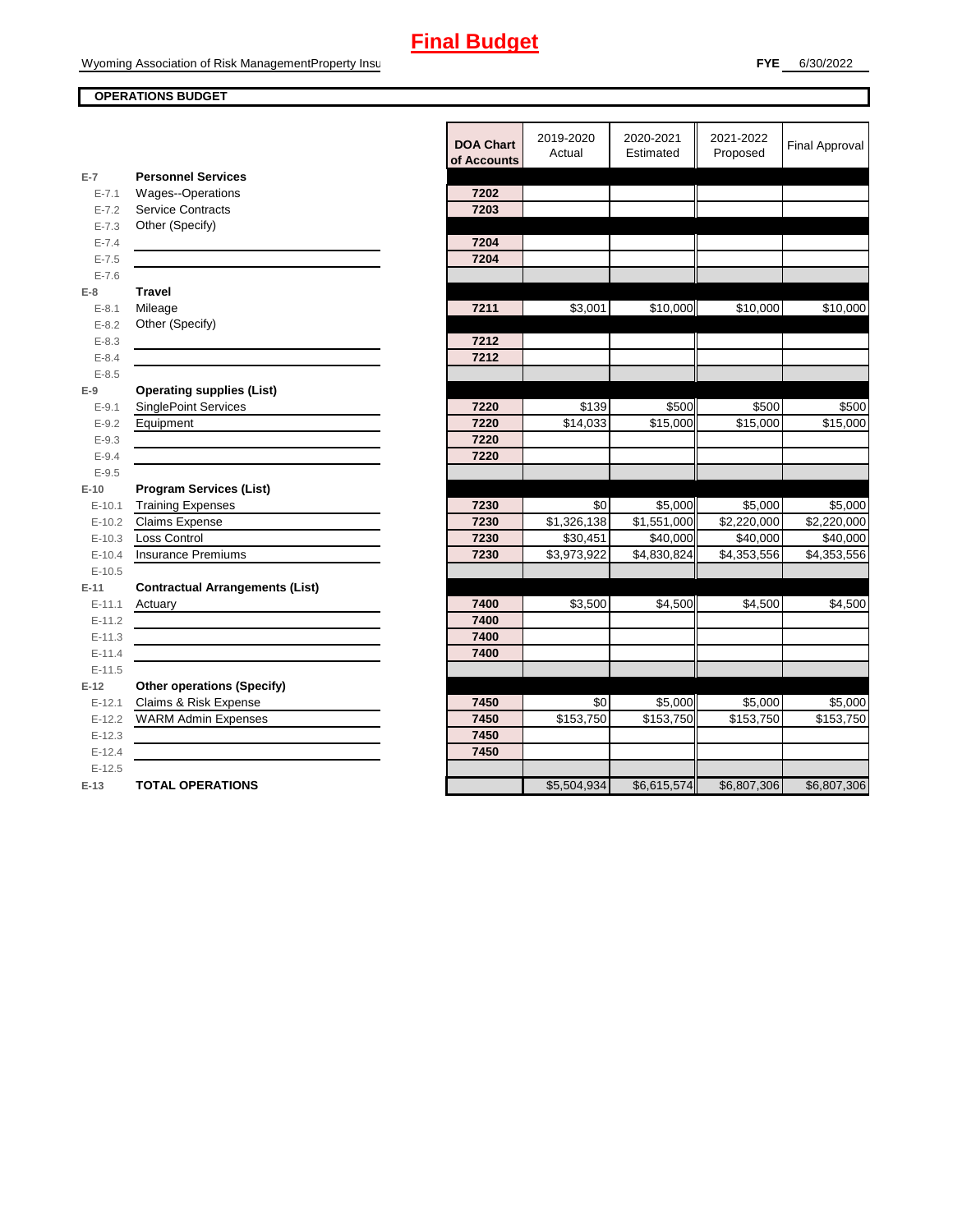# Final Budget

Wyoming Association of Risk ManagementProperty Insu

**FYE** 6/30/2022

**OPERATIONS BUDGET**

| | | DOA Chart of Accounts | 2019-2020 Actual | 2020-2021 Estimated | 2021-2022 Proposed | Final Approval |
|---|---|---|---|---|---|---|
| E-7 | **Personnel Services** | | | | | |
| E-7.1 | Wages--Operations | 7202 | | | | |
| E-7.2 | Service Contracts | 7203 | | | | |
| E-7.3 | Other (Specify) | | | | | |
| E-7.4 | | 7204 | | | | |
| E-7.5 | | 7204 | | | | |
| E-7.6 | | | | | | |
| E-8 | **Travel** | | | | | |
| E-8.1 | Mileage | 7211 | $3,001 | $10,000 | $10,000 | $10,000 |
| E-8.2 | Other (Specify) | | | | | |
| E-8.3 | | 7212 | | | | |
| E-8.4 | | 7212 | | | | |
| E-8.5 | | | | | | |
| E-9 | **Operating supplies (List)** | | | | | |
| E-9.1 | SinglePoint Services | 7220 | $139 | $500 | $500 | $500 |
| E-9.2 | Equipment | 7220 | $14,033 | $15,000 | $15,000 | $15,000 |
| E-9.3 | | 7220 | | | | |
| E-9.4 | | 7220 | | | | |
| E-9.5 | | | | | | |
| E-10 | **Program Services (List)** | | | | | |
| E-10.1 | Training Expenses | 7230 | $0 | $5,000 | $5,000 | $5,000 |
| E-10.2 | Claims Expense | 7230 | $1,326,138 | $1,551,000 | $2,220,000 | $2,220,000 |
| E-10.3 | Loss Control | 7230 | $30,451 | $40,000 | $40,000 | $40,000 |
| E-10.4 | Insurance Premiums | 7230 | $3,973,922 | $4,830,824 | $4,353,556 | $4,353,556 |
| E-10.5 | | | | | | |
| E-11 | **Contractual Arrangements (List)** | | | | | |
| E-11.1 | Actuary | 7400 | $3,500 | $4,500 | $4,500 | $4,500 |
| E-11.2 | | 7400 | | | | |
| E-11.3 | | 7400 | | | | |
| E-11.4 | | 7400 | | | | |
| E-11.5 | | | | | | |
| E-12 | **Other operations (Specify)** | | | | | |
| E-12.1 | Claims & Risk Expense | 7450 | $0 | $5,000 | $5,000 | $5,000 |
| E-12.2 | WARM Admin Expenses | 7450 | $153,750 | $153,750 | $153,750 | $153,750 |
| E-12.3 | | 7450 | | | | |
| E-12.4 | | 7450 | | | | |
| E-12.5 | | | | | | |
| E-13 | **TOTAL OPERATIONS** | | $5,504,934 | $6,615,574 | $6,807,306 | $6,807,306 |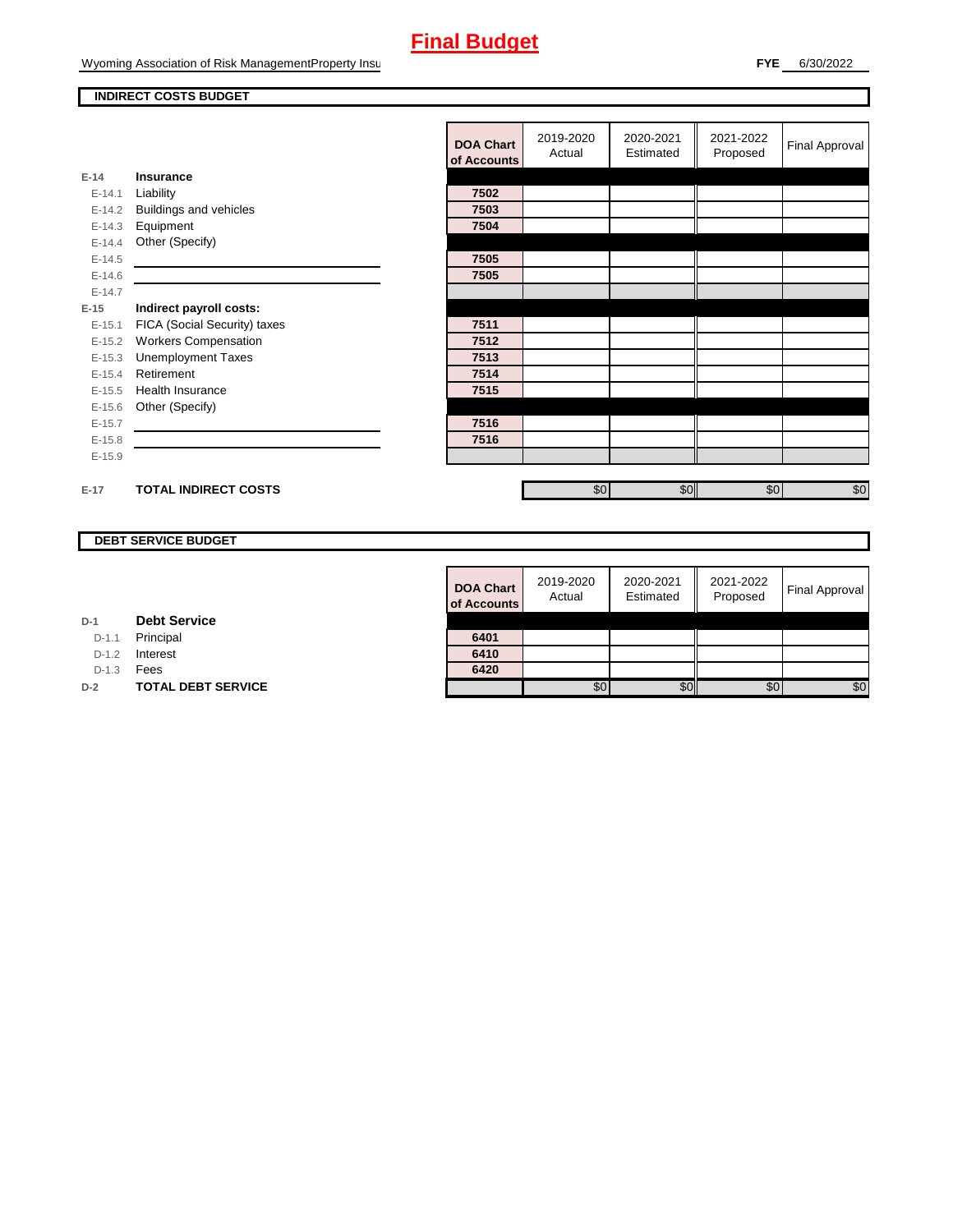# Final Budget

Wyoming Association of Risk ManagementProperty Insu

**FYE** 6/30/2022

## INDIRECT COSTS BUDGET

| | | DOA Chart of Accounts | 2019-2020 Actual | 2020-2021 Estimated | 2021-2022 Proposed | Final Approval |
|---|---|---|---|---|---|---|
| E-14 | **Insurance** | | | | | |
| E-14.1 | Liability | 7502 | | | | |
| E-14.2 | Buildings and vehicles | 7503 | | | | |
| E-14.3 | Equipment | 7504 | | | | |
| E-14.4 | Other (Specify) | | | | | |
| E-14.5 | | 7505 | | | | |
| E-14.6 | | 7505 | | | | |
| E-14.7 | | | | | | |
| E-15 | **Indirect payroll costs:** | | | | | |
| E-15.1 | FICA (Social Security) taxes | 7511 | | | | |
| E-15.2 | Workers Compensation | 7512 | | | | |
| E-15.3 | Unemployment Taxes | 7513 | | | | |
| E-15.4 | Retirement | 7514 | | | | |
| E-15.5 | Health Insurance | 7515 | | | | |
| E-15.6 | Other (Specify) | | | | | |
| E-15.7 | | 7516 | | | | |
| E-15.8 | | 7516 | | | | |
| E-15.9 | | | | | | |
| E-17 | **TOTAL INDIRECT COSTS** | | $0 | $0 | $0 | $0 |

## DEBT SERVICE BUDGET

| | | DOA Chart of Accounts | 2019-2020 Actual | 2020-2021 Estimated | 2021-2022 Proposed | Final Approval |
|---|---|---|---|---|---|---|
| D-1 | **Debt Service** | | | | | |
| D-1.1 | Principal | 6401 | | | | |
| D-1.2 | Interest | 6410 | | | | |
| D-1.3 | Fees | 6420 | | | | |
| D-2 | **TOTAL DEBT SERVICE** | | $0 | $0 | $0 | $0 |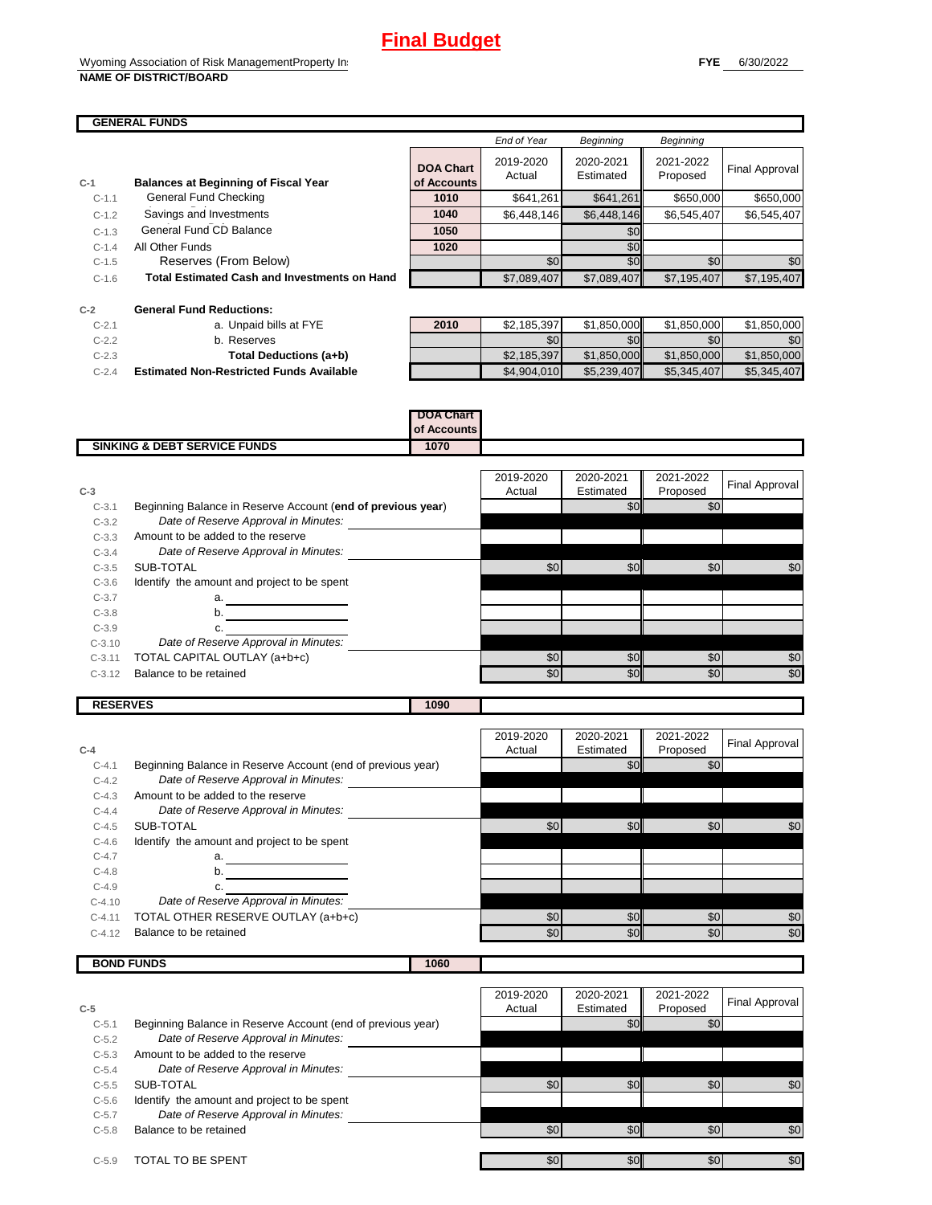# Final Budget

Wyoming Association of Risk ManagementProperty In:

**NAME OF DISTRICT/BOARD**

**FYE** 6/30/2022

**GENERAL FUNDS**

| | | DOA Chart of Accounts | End of Year 2019-2020 Actual | Beginning 2020-2021 Estimated | Beginning 2021-2022 Proposed | Final Approval |
|---|---|---|---|---|---|---|
| **C-1** | **Balances at Beginning of Fiscal Year** | | | | | |
| C-1.1 | General Fund Checking | 1010 | $641,261 | $641,261 | $650,000 | $650,000 |
| C-1.2 | Savings and Investments | 1040 | $6,448,146 | $6,448,146 | $6,545,407 | $6,545,407 |
| C-1.3 | General Fund CD Balance | 1050 | | $0 | | |
| C-1.4 | All Other Funds | 1020 | | $0 | | |
| C-1.5 | Reserves (From Below) | | $0 | $0 | $0 | $0 |
| C-1.6 | **Total Estimated Cash and Investments on Hand** | | $7,089,407 | $7,089,407 | $7,195,407 | $7,195,407 |
| **C-2** | **General Fund Reductions:** | | | | | |
| C-2.1 | a. Unpaid bills at FYE | 2010 | $2,185,397 | $1,850,000 | $1,850,000 | $1,850,000 |
| C-2.2 | b. Reserves | | $0 | $0 | $0 | $0 |
| C-2.3 | **Total Deductions (a+b)** | | $2,185,397 | $1,850,000 | $1,850,000 | $1,850,000 |
| C-2.4 | **Estimated Non-Restricted Funds Available** | | $4,904,010 | $5,239,407 | $5,345,407 | $5,345,407 |

**SINKING & DEBT SERVICE FUNDS** — DOA Chart of Accounts 1070

| **C-3** | | 2019-2020 Actual | 2020-2021 Estimated | 2021-2022 Proposed | Final Approval |
|---|---|---|---|---|---|
| C-3.1 | Beginning Balance in Reserve Account (**end of previous year**) | | $0 | $0 | |
| C-3.2 | *Date of Reserve Approval in Minutes:* | | | | |
| C-3.3 | Amount to be added to the reserve | | | | |
| C-3.4 | *Date of Reserve Approval in Minutes:* | | | | |
| C-3.5 | SUB-TOTAL | $0 | $0 | $0 | $0 |
| C-3.6 | Identify the amount and project to be spent | | | | |
| C-3.7 | a. | | | | |
| C-3.8 | b. | | | | |
| C-3.9 | c. | | | | |
| C-3.10 | *Date of Reserve Approval in Minutes:* | | | | |
| C-3.11 | TOTAL CAPITAL OUTLAY (a+b+c) | $0 | $0 | $0 | $0 |
| C-3.12 | Balance to be retained | $0 | $0 | $0 | $0 |

**RESERVES** — 1090

| **C-4** | | 2019-2020 Actual | 2020-2021 Estimated | 2021-2022 Proposed | Final Approval |
|---|---|---|---|---|---|
| C-4.1 | Beginning Balance in Reserve Account (end of previous year) | | $0 | $0 | |
| C-4.2 | *Date of Reserve Approval in Minutes:* | | | | |
| C-4.3 | Amount to be added to the reserve | | | | |
| C-4.4 | *Date of Reserve Approval in Minutes:* | | | | |
| C-4.5 | SUB-TOTAL | $0 | $0 | $0 | $0 |
| C-4.6 | Identify the amount and project to be spent | | | | |
| C-4.7 | a. | | | | |
| C-4.8 | b. | | | | |
| C-4.9 | c. | | | | |
| C-4.10 | *Date of Reserve Approval in Minutes:* | | | | |
| C-4.11 | TOTAL OTHER RESERVE OUTLAY (a+b+c) | $0 | $0 | $0 | $0 |
| C-4.12 | Balance to be retained | $0 | $0 | $0 | $0 |

**BOND FUNDS** — 1060

| **C-5** | | 2019-2020 Actual | 2020-2021 Estimated | 2021-2022 Proposed | Final Approval |
|---|---|---|---|---|---|
| C-5.1 | Beginning Balance in Reserve Account (end of previous year) | | $0 | $0 | |
| C-5.2 | *Date of Reserve Approval in Minutes:* | | | | |
| C-5.3 | Amount to be added to the reserve | | | | |
| C-5.4 | *Date of Reserve Approval in Minutes:* | | | | |
| C-5.5 | SUB-TOTAL | $0 | $0 | $0 | $0 |
| C-5.6 | Identify the amount and project to be spent | | | | |
| C-5.7 | *Date of Reserve Approval in Minutes:* | | | | |
| C-5.8 | Balance to be retained | $0 | $0 | $0 | $0 |
| C-5.9 | TOTAL TO BE SPENT | $0 | $0 | $0 | $0 |